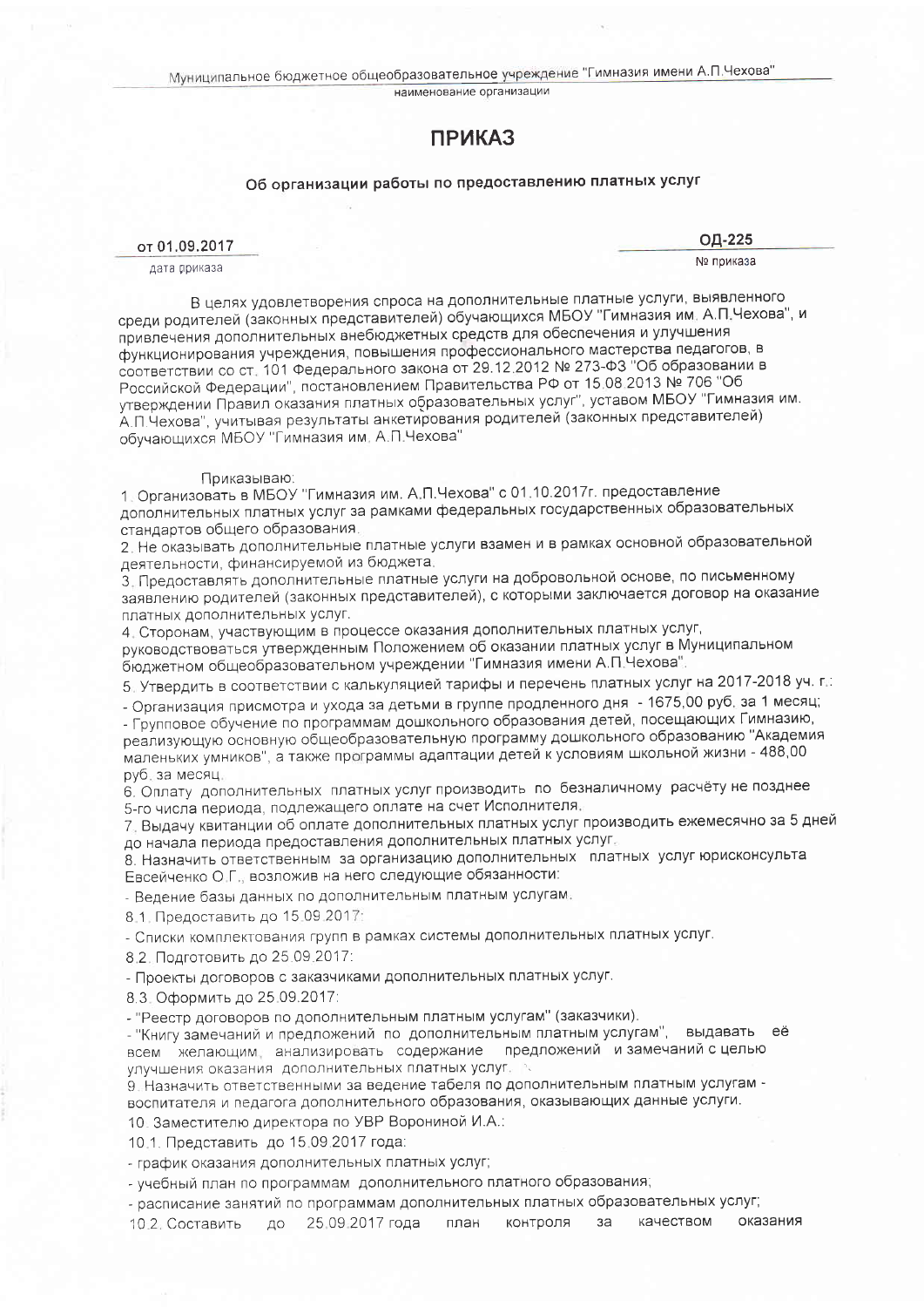Муниципальное бюджетное общеобразовательное учреждение "Гимназия имени А.П.Чехова"

наименование организации

# ПРИКАЗ

### Об организации работы по предоставлению платных услуг

от 01.09.2017 — дата приказа

ОД-225 — № приказа

В целях удовлетворения спроса на дополнительные платные услуги, выявленного среди родителей (законных представителей) обучающихся МБОУ "Гимназия им. А.П.Чехова", и привлечения дополнительных внебюджетных средств для обеспечения и улучшения функционирования учреждения, повышения профессионального мастерства педагогов, в соответствии со ст. 101 Федерального закона от 29.12.2012 № 273-ФЗ "Об образовании в Российской Федерации", постановлением Правительства РФ от 15.08.2013 № 706 "Об утверждении Правил оказания платных образовательных услуг", уставом МБОУ "Гимназия им. А.П.Чехова", учитывая результаты анкетирования родителей (законных представителей) обучающихся МБОУ "Гимназия им. А.П.Чехова"

Приказываю:

1. Организовать в МБОУ "Гимназия им. А.П.Чехова" с 01.10.2017г. предоставление дополнительных платных услуг за рамками федеральных государственных образовательных стандартов общего образования.
2. Не оказывать дополнительные платные услуги взамен и в рамках основной образовательной деятельности, финансируемой из бюджета.
3. Предоставлять дополнительные платные услуги на добровольной основе, по письменному заявлению родителей (законных представителей), с которыми заключается договор на оказание платных дополнительных услуг.
4. Сторонам, участвующим в процессе оказания дополнительных платных услуг, руководствоваться утвержденным Положением об оказании платных услуг в Муниципальном бюджетном общеобразовательном учреждении "Гимназия имени А.П.Чехова".
5. Утвердить в соответствии с калькуляцией тарифы и перечень платных услуг на 2017-2018 уч. г.:
   - Организация присмотра и ухода за детьми в группе продленного дня - 1675,00 руб. за 1 месяц;
   - Групповое обучение по программам дошкольного образования детей, посещающих Гимназию, реализующую основную общеобразовательную программу дошкольного образования "Академия маленьких умников", а также программы адаптации детей к условиям школьной жизни - 488,00 руб. за месяц.
6. Оплату дополнительных платных услуг производить по безналичному расчёту не позднее 5-го числа периода, подлежащего оплате на счет Исполнителя.
7. Выдачу квитанции об оплате дополнительных платных услуг производить ежемесячно за 5 дней до начала периода предоставления дополнительных платных услуг.
8. Назначить ответственным за организацию дополнительных платных услуг юрисконсульта Евсейченко О.Г., возложив на него следующие обязанности:
   - Ведение базы данных по дополнительным платным услугам.

8.1. Предоставить до 15.09.2017:

- Списки комплектования групп в рамках системы дополнительных платных услуг.

8.2. Подготовить до 25.09.2017:

- Проекты договоров с заказчиками дополнительных платных услуг.

8.3. Оформить до 25.09.2017:

- "Реестр договоров по дополнительным платным услугам" (заказчики).
- "Книгу замечаний и предложений по дополнительным платным услугам", выдавать её всем желающим, анализировать содержание предложений и замечаний с целью улучшения оказания дополнительных платных услуг.

9. Назначить ответственными за ведение табеля по дополнительным платным услугам - воспитателя и педагога дополнительного образования, оказывающих данные услуги.
10. Заместителю директора по УВР Ворониной И.А.:

10.1. Представить до 15.09.2017 года:

- график оказания дополнительных платных услуг;
- учебный план по программам дополнительного платного образования;
- расписание занятий по программам дополнительных платных образовательных услуг;

10.2. Составить до 25.09.2017 года план контроля за качеством оказания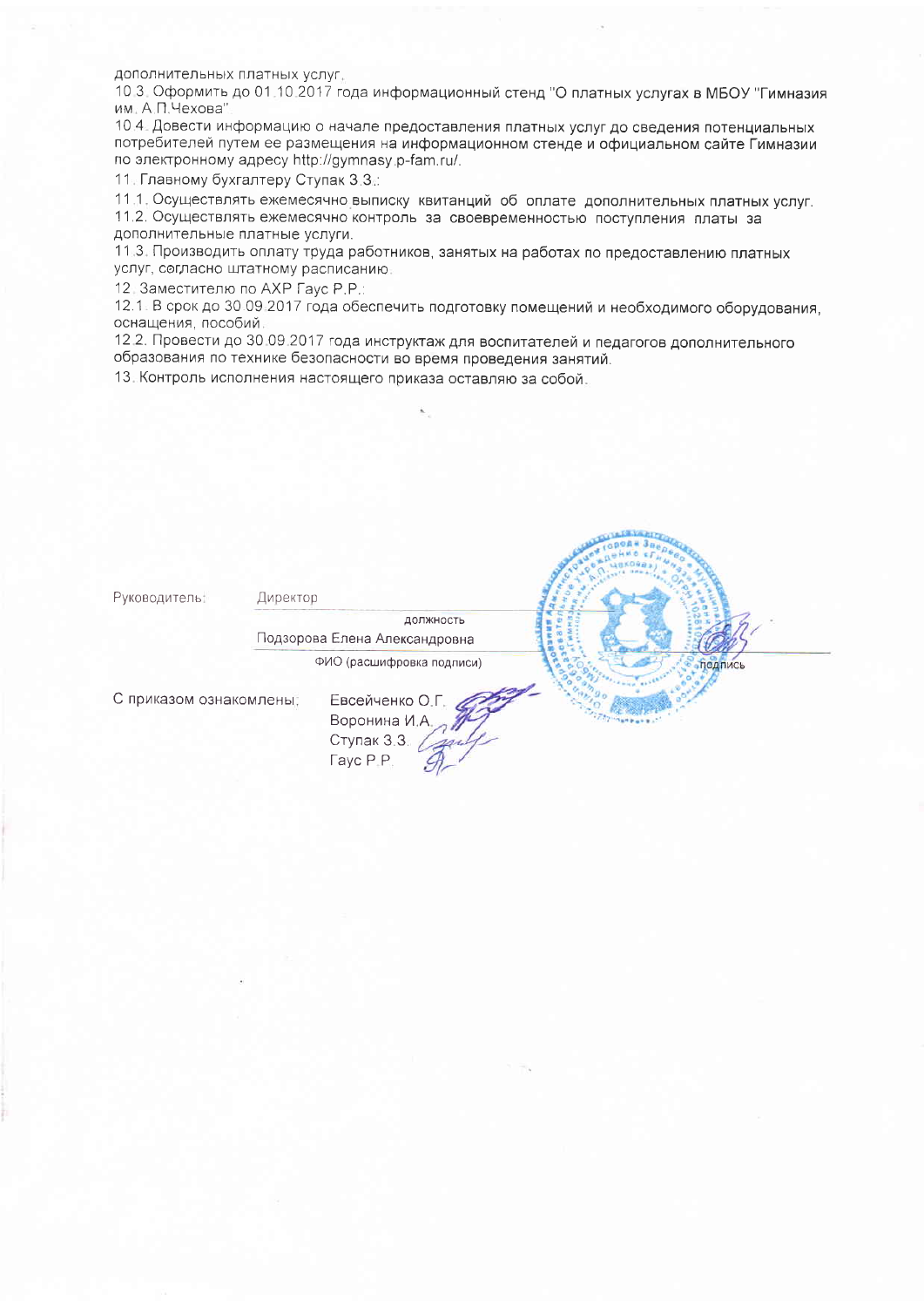дополнительных платных услуг.

10.3. Оформить до 01.10.2017 года информационный стенд "О платных услугах в МБОУ "Гимназия им. А.П.Чехова"

10.4. Довести информацию о начале предоставления платных услуг до сведения потенциальных потребителей путем ее размещения на информационном стенде и официальном сайте Гимназии по электронному адресу http://gymnasy.p-fam.ru/.

11. Главному бухгалтеру Ступак З.З.:

11.1. Осуществлять ежемесячно выписку квитанций об оплате дополнительных платных услуг.

11.2. Осуществлять ежемесячно контроль за своевременностью поступления платы за дополнительные платные услуги.

11.3. Производить оплату труда работников, занятых на работах по предоставлению платных услуг, согласно штатному расписанию.

12. Заместителю по АХР Гаус Р.Р.:

12.1. В срок до 30.09.2017 года обеспечить подготовку помещений и необходимого оборудования, оснащения, пособий.

12.2. Провести до 30.09.2017 года инструктаж для воспитателей и педагогов дополнительного образования по технике безопасности во время проведения занятий.

13. Контроль исполнения настоящего приказа оставляю за собой.

| | | |
|---|---|---|
| Руководитель: | Директор | |
| | должность | |
| | Подзорова Елена Александровна | |
| | ФИО (расшифровка подписи) | подпись |

С приказом ознакомлены:
Евсейченко О.Г.
Воронина И.А.
Ступак З.З.
Гаус Р.Р.